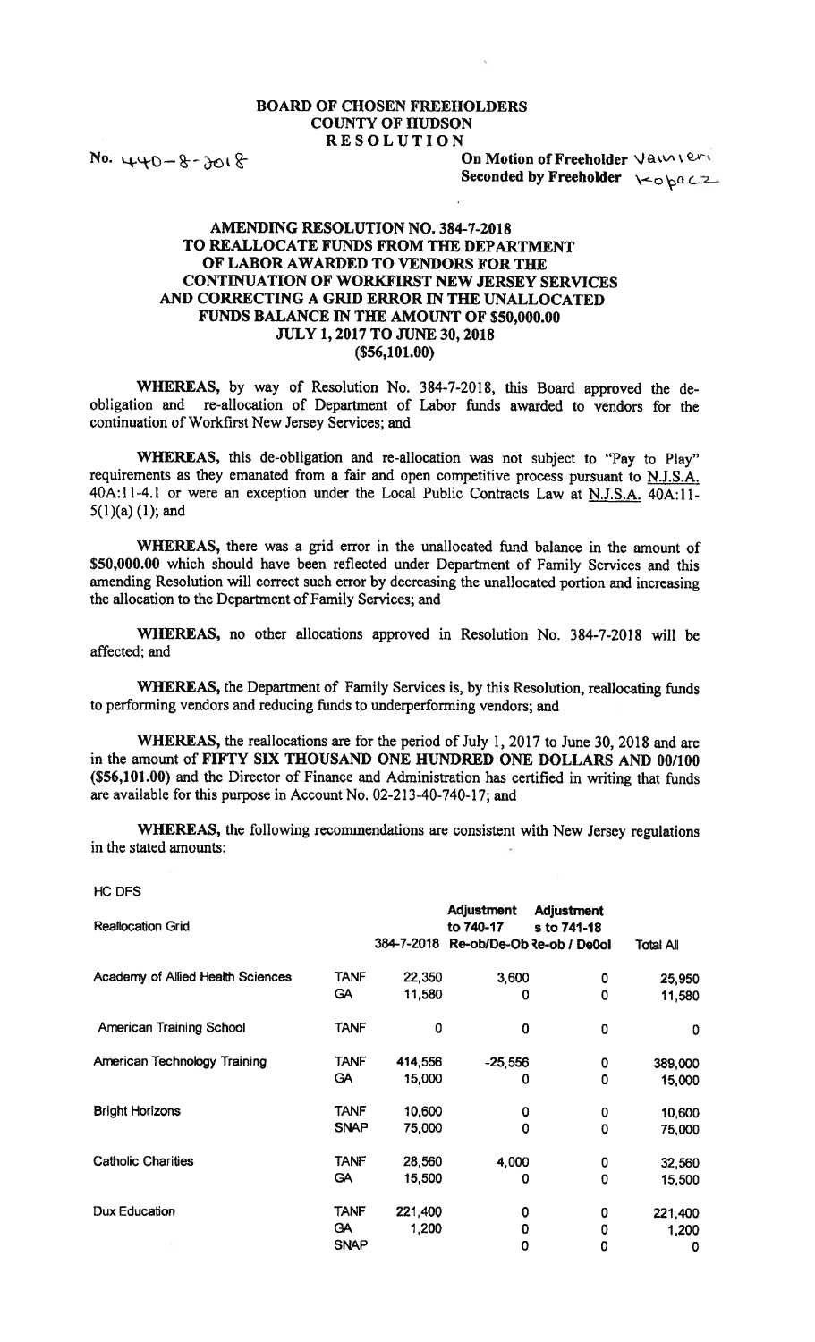**BOARD OF CHOSEN FREEHOLDERS**
**COUNTY OF HUDSON**
**RESOLUTION**

No. 440-8-2018

On Motion of Freeholder Vainieri
Seconded by Freeholder Kopacz

**AMENDING RESOLUTION NO. 384-7-2018 TO REALLOCATE FUNDS FROM THE DEPARTMENT OF LABOR AWARDED TO VENDORS FOR THE CONTINUATION OF WORKFIRST NEW JERSEY SERVICES AND CORRECTING A GRID ERROR IN THE UNALLOCATED FUNDS BALANCE IN THE AMOUNT OF $50,000.00 JULY 1, 2017 TO JUNE 30, 2018 ($56,101.00)**

**WHEREAS,** by way of Resolution No. 384-7-2018, this Board approved the de-obligation and re-allocation of Department of Labor funds awarded to vendors for the continuation of Workfirst New Jersey Services; and

**WHEREAS,** this de-obligation and re-allocation was not subject to "Pay to Play" requirements as they emanated from a fair and open competitive process pursuant to N.J.S.A. 40A:11-4.1 or were an exception under the Local Public Contracts Law at N.J.S.A. 40A:11-5(1)(a) (1); and

**WHEREAS,** there was a grid error in the unallocated fund balance in the amount of **$50,000.00** which should have been reflected under Department of Family Services and this amending Resolution will correct such error by decreasing the unallocated portion and increasing the allocation to the Department of Family Services; and

**WHEREAS,** no other allocations approved in Resolution No. 384-7-2018 will be affected; and

**WHEREAS,** the Department of Family Services is, by this Resolution, reallocating funds to performing vendors and reducing funds to underperforming vendors; and

**WHEREAS,** the reallocations are for the period of July 1, 2017 to June 30, 2018 and are in the amount of **FIFTY SIX THOUSAND ONE HUNDRED ONE DOLLARS AND 00/100 ($56,101.00)** and the Director of Finance and Administration has certified in writing that funds are available for this purpose in Account No. 02-213-40-740-17; and

**WHEREAS,** the following recommendations are consistent with New Jersey regulations in the stated amounts:

HC DFS

| Reallocation Grid | | 384-7-2018 | Adjustment to 740-17 Re-ob/De-Ob | Adjustment s to 741-18 Re-ob / DeOol | Total All |
|---|---|---|---|---|---|
| Academy of Allied Health Sciences | TANF | 22,350 | 3,600 | 0 | 25,950 |
| | GA | 11,580 | 0 | 0 | 11,580 |
| American Training School | TANF | 0 | 0 | 0 | 0 |
| American Technology Training | TANF | 414,556 | -25,556 | 0 | 389,000 |
| | GA | 15,000 | 0 | 0 | 15,000 |
| Bright Horizons | TANF | 10,600 | 0 | 0 | 10,600 |
| | SNAP | 75,000 | 0 | 0 | 75,000 |
| Catholic Charities | TANF | 28,560 | 4,000 | 0 | 32,560 |
| | GA | 15,500 | 0 | 0 | 15,500 |
| Dux Education | TANF | 221,400 | 0 | 0 | 221,400 |
| | GA | 1,200 | 0 | 0 | 1,200 |
| | SNAP | | 0 | 0 | 0 |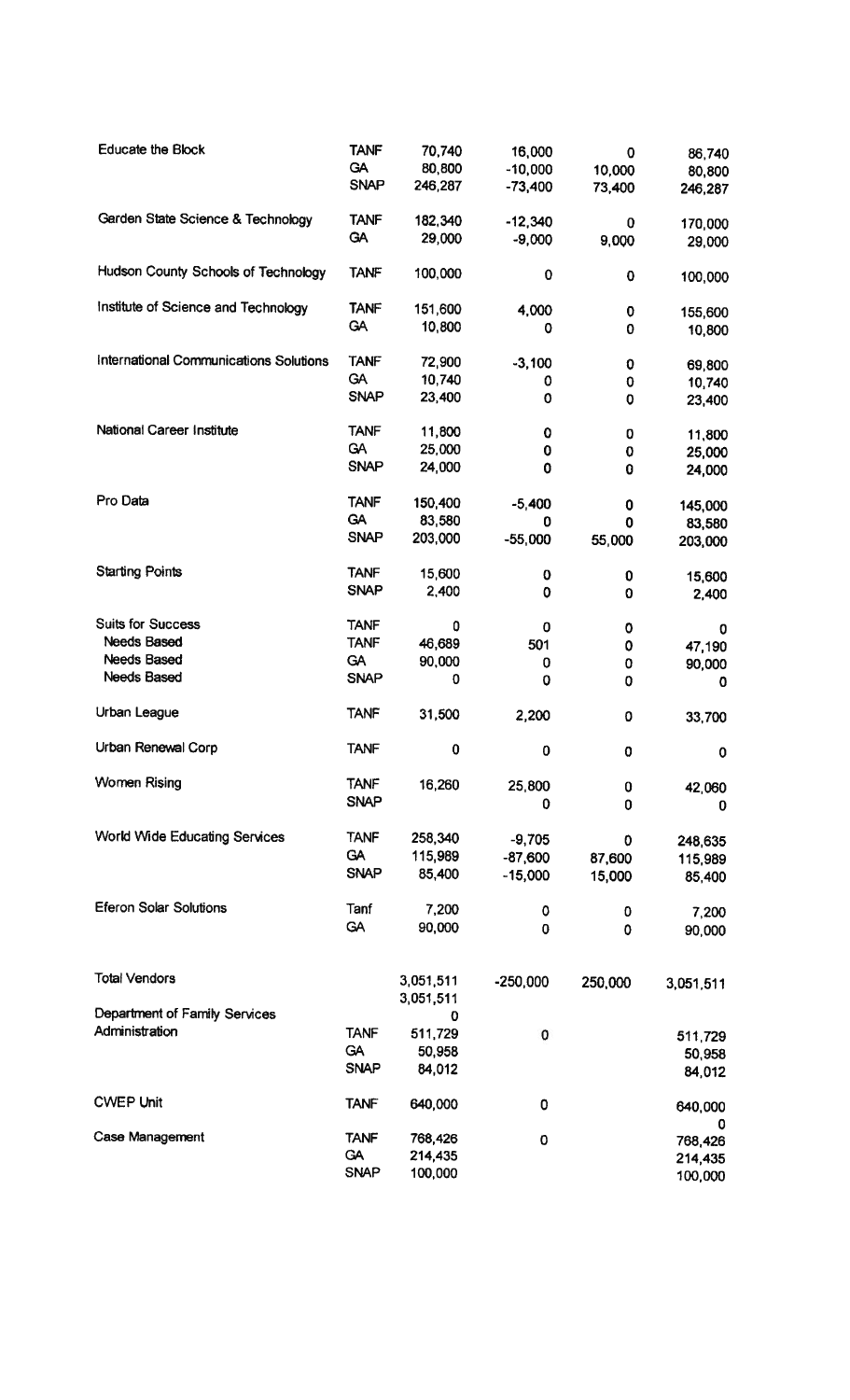| | | | | | |
|---|---|---|---|---|---|
| Educate the Block | TANF | 70,740 | 16,000 | 0 | 86,740 |
| | GA | 80,800 | -10,000 | 10,000 | 80,800 |
| | SNAP | 246,287 | -73,400 | 73,400 | 246,287 |
| Garden State Science & Technology | TANF | 182,340 | -12,340 | 0 | 170,000 |
| | GA | 29,000 | -9,000 | 9,000 | 29,000 |
| Hudson County Schools of Technology | TANF | 100,000 | 0 | 0 | 100,000 |
| Institute of Science and Technology | TANF | 151,600 | 4,000 | 0 | 155,600 |
| | GA | 10,800 | 0 | 0 | 10,800 |
| International Communications Solutions | TANF | 72,900 | -3,100 | 0 | 69,800 |
| | GA | 10,740 | 0 | 0 | 10,740 |
| | SNAP | 23,400 | 0 | 0 | 23,400 |
| National Career Institute | TANF | 11,800 | 0 | 0 | 11,800 |
| | GA | 25,000 | 0 | 0 | 25,000 |
| | SNAP | 24,000 | 0 | 0 | 24,000 |
| Pro Data | TANF | 150,400 | -5,400 | 0 | 145,000 |
| | GA | 83,580 | 0 | 0 | 83,580 |
| | SNAP | 203,000 | -55,000 | 55,000 | 203,000 |
| Starting Points | TANF | 15,600 | 0 | 0 | 15,600 |
| | SNAP | 2,400 | 0 | 0 | 2,400 |
| Suits for Success | TANF | 0 | 0 | 0 | 0 |
| Needs Based | TANF | 46,689 | 501 | 0 | 47,190 |
| Needs Based | GA | 90,000 | 0 | 0 | 90,000 |
| Needs Based | SNAP | 0 | 0 | 0 | 0 |
| Urban League | TANF | 31,500 | 2,200 | 0 | 33,700 |
| Urban Renewal Corp | TANF | 0 | 0 | 0 | 0 |
| Women Rising | TANF | 16,260 | 25,800 | 0 | 42,060 |
| | SNAP | | 0 | 0 | 0 |
| World Wide Educating Services | TANF | 258,340 | -9,705 | 0 | 248,635 |
| | GA | 115,989 | -87,600 | 87,600 | 115,989 |
| | SNAP | 85,400 | -15,000 | 15,000 | 85,400 |
| Eferon Solar Solutions | Tanf | 7,200 | 0 | 0 | 7,200 |
| | GA | 90,000 | 0 | 0 | 90,000 |
| Total Vendors | | 3,051,511 | -250,000 | 250,000 | 3,051,511 |
| | | 3,051,511 | | | |
| Department of Family Services | | 0 | | | |
| Administration | TANF | 511,729 | 0 | | 511,729 |
| | GA | 50,958 | | | 50,958 |
| | SNAP | 84,012 | | | 84,012 |
| CWEP Unit | TANF | 640,000 | 0 | | 640,000 |
| | | | | | 0 |
| Case Management | TANF | 768,426 | 0 | | 768,426 |
| | GA | 214,435 | | | 214,435 |
| | SNAP | 100,000 | | | 100,000 |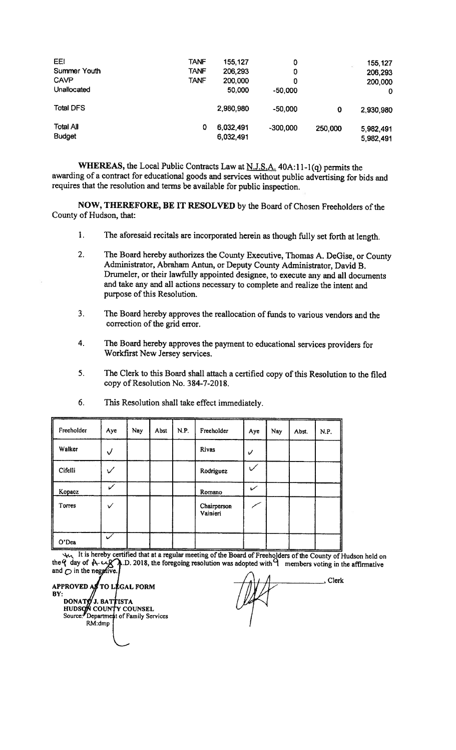| | | | | | |
|---|---|---|---|---|---|
| EEI | TANF | 155,127 | 0 | | 155,127 |
| Summer Youth | TANF | 206,293 | 0 | | 206,293 |
| CAVP | TANF | 200,000 | 0 | | 200,000 |
| Unallocated | | 50,000 | -50,000 | | 0 |
| Total DFS | | 2,980,980 | -50,000 | 0 | 2,930,980 |
| Total All Budget | 0 | 6,032,491<br>6,032,491 | -300,000 | 250,000 | 5,982,491<br>5,982,491 |

**WHEREAS,** the Local Public Contracts Law at N.J.S.A. 40A:11-1(q) permits the awarding of a contract for educational goods and services without public advertising for bids and requires that the resolution and terms be available for public inspection.

**NOW, THEREFORE, BE IT RESOLVED** by the Board of Chosen Freeholders of the County of Hudson, that:

1. The aforesaid recitals are incorporated herein as though fully set forth at length.

2. The Board hereby authorizes the County Executive, Thomas A. DeGise, or County Administrator, Abraham Antun, or Deputy County Administrator, David B. Drumeler, or their lawfully appointed designee, to execute any and all documents and take any and all actions necessary to complete and realize the intent and purpose of this Resolution.

3. The Board hereby approves the reallocation of funds to various vendors and the correction of the grid error.

4. The Board hereby approves the payment to educational services providers for Workfirst New Jersey services.

5. The Clerk to this Board shall attach a certified copy of this Resolution to the filed copy of Resolution No. 384-7-2018.

6. This Resolution shall take effect immediately.

| Freeholder | Aye | Nay | Abst | N.P. | Freeholder | Aye | Nay | Abst. | N.P. |
|---|---|---|---|---|---|---|---|---|---|
| Walker | ✓ | | | | Rivas | ✓ | | | |
| Cifelli | ✓ | | | | Rodriguez | ✓ | | | |
| Kopacz | ✓ | | | | Romano | ✓ | | | |
| Torres | ✓ | | | | Chairperson Vainieri | ✓ | | | |
| O'Dea | ✓ | | | | | | | | |

It is hereby certified that at a regular meeting of the Board of Freeholders of the County of Hudson held on the 9 day of Aug A.D. 2018, the foregoing resolution was adopted with 9 members voting in the affirmative and 0 in the negative.

APPROVED AS TO LEGAL FORM
BY:
DONATO J. BATTISTA
HUDSON COUNTY COUNSEL
Source: Department of Family Services
RM:dmp

_____________, Clerk